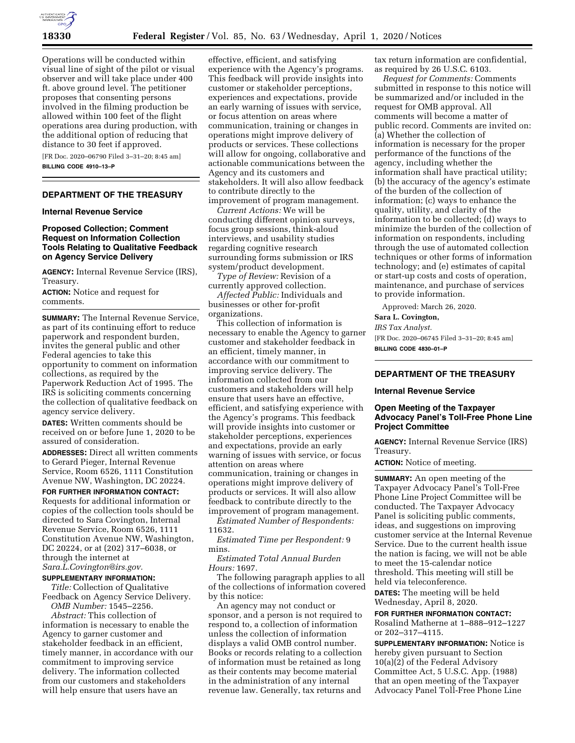Operations will be conducted within visual line of sight of the pilot or visual observer and will take place under 400 ft. above ground level. The petitioner proposes that consenting persons involved in the filming production be allowed within 100 feet of the flight operations area during production, with the additional option of reducing that distance to 30 feet if approved.

[FR Doc. 2020–06790 Filed 3–31–20; 8:45 am]

**BILLING CODE 4910–13–P**

---

## DEPARTMENT OF THE TREASURY

### Internal Revenue Service

### Proposed Collection; Comment Request on Information Collection Tools Relating to Qualitative Feedback on Agency Service Delivery

**AGENCY:** Internal Revenue Service (IRS), Treasury.

**ACTION:** Notice and request for comments.

**SUMMARY:** The Internal Revenue Service, as part of its continuing effort to reduce paperwork and respondent burden, invites the general public and other Federal agencies to take this opportunity to comment on information collections, as required by the Paperwork Reduction Act of 1995. The IRS is soliciting comments concerning the collection of qualitative feedback on agency service delivery.

**DATES:** Written comments should be received on or before June 1, 2020 to be assured of consideration.

**ADDRESSES:** Direct all written comments to Gerard Pieger, Internal Revenue Service, Room 6526, 1111 Constitution Avenue NW, Washington, DC 20224.

**FOR FURTHER INFORMATION CONTACT:** Requests for additional information or copies of the collection tools should be directed to Sara Covington, Internal Revenue Service, Room 6526, 1111 Constitution Avenue NW, Washington, DC 20224, or at (202) 317–6038, or through the internet at *Sara.L.Covington@irs.gov.*

**SUPPLEMENTARY INFORMATION:**

*Title:* Collection of Qualitative Feedback on Agency Service Delivery.

*OMB Number:* 1545–2256.

*Abstract:* This collection of information is necessary to enable the Agency to garner customer and stakeholder feedback in an efficient, timely manner, in accordance with our commitment to improving service delivery. The information collected from our customers and stakeholders will help ensure that users have an effective, efficient, and satisfying experience with the Agency's programs. This feedback will provide insights into customer or stakeholder perceptions, experiences and expectations, provide an early warning of issues with service, or focus attention on areas where communication, training or changes in operations might improve delivery of products or services. These collections will allow for ongoing, collaborative and actionable communications between the Agency and its customers and stakeholders. It will also allow feedback to contribute directly to the improvement of program management.

*Current Actions:* We will be conducting different opinion surveys, focus group sessions, think-aloud interviews, and usability studies regarding cognitive research surrounding forms submission or IRS system/product development.

*Type of Review:* Revision of a currently approved collection.

*Affected Public:* Individuals and businesses or other for-profit organizations.

This collection of information is necessary to enable the Agency to garner customer and stakeholder feedback in an efficient, timely manner, in accordance with our commitment to improving service delivery. The information collected from our customers and stakeholders will help ensure that users have an effective, efficient, and satisfying experience with the Agency's programs. This feedback will provide insights into customer or stakeholder perceptions, experiences and expectations, provide an early warning of issues with service, or focus attention on areas where communication, training or changes in operations might improve delivery of products or services. It will also allow feedback to contribute directly to the improvement of program management.

*Estimated Number of Respondents:* 11632.

*Estimated Time per Respondent:* 9 mins.

*Estimated Total Annual Burden Hours:* 1697.

The following paragraph applies to all of the collections of information covered by this notice:

An agency may not conduct or sponsor, and a person is not required to respond to, a collection of information unless the collection of information displays a valid OMB control number. Books or records relating to a collection of information must be retained as long as their contents may become material in the administration of any internal revenue law. Generally, tax returns and tax return information are confidential, as required by 26 U.S.C. 6103.

*Request for Comments:* Comments submitted in response to this notice will be summarized and/or included in the request for OMB approval. All comments will become a matter of public record. Comments are invited on: (a) Whether the collection of information is necessary for the proper performance of the functions of the agency, including whether the information shall have practical utility; (b) the accuracy of the agency's estimate of the burden of the collection of information; (c) ways to enhance the quality, utility, and clarity of the information to be collected; (d) ways to minimize the burden of the collection of information on respondents, including through the use of automated collection techniques or other forms of information technology; and (e) estimates of capital or start-up costs and costs of operation, maintenance, and purchase of services to provide information.

Approved: March 26, 2020.

**Sara L. Covington,**

*IRS Tax Analyst.*

[FR Doc. 2020–06745 Filed 3–31–20; 8:45 am]

**BILLING CODE 4830–01–P**

---

## DEPARTMENT OF THE TREASURY

### Internal Revenue Service

### Open Meeting of the Taxpayer Advocacy Panel's Toll-Free Phone Line Project Committee

**AGENCY:** Internal Revenue Service (IRS) Treasury.

**ACTION:** Notice of meeting.

**SUMMARY:** An open meeting of the Taxpayer Advocacy Panel's Toll-Free Phone Line Project Committee will be conducted. The Taxpayer Advocacy Panel is soliciting public comments, ideas, and suggestions on improving customer service at the Internal Revenue Service. Due to the current health issue the nation is facing, we will not be able to meet the 15-calendar notice threshold. This meeting will still be held via teleconference.

**DATES:** The meeting will be held Wednesday, April 8, 2020.

**FOR FURTHER INFORMATION CONTACT:** Rosalind Matherne at 1–888–912–1227 or 202–317–4115.

**SUPPLEMENTARY INFORMATION:** Notice is hereby given pursuant to Section 10(a)(2) of the Federal Advisory Committee Act, 5 U.S.C. App. (1988) that an open meeting of the Taxpayer Advocacy Panel Toll-Free Phone Line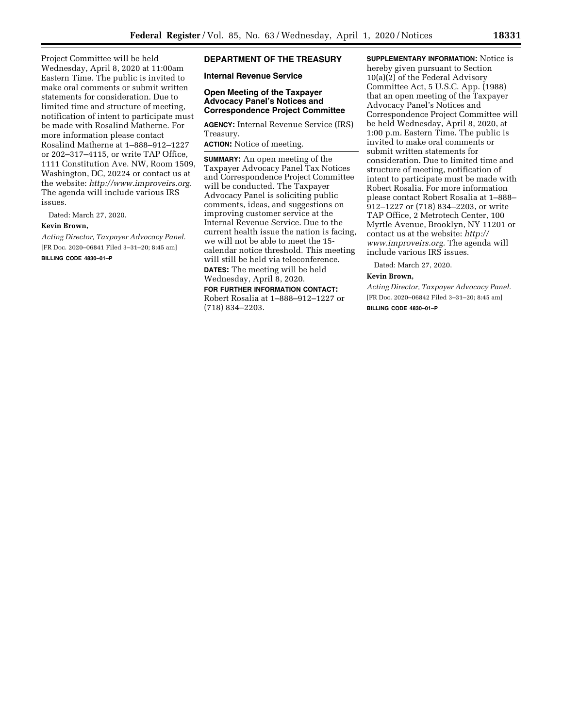Project Committee will be held Wednesday, April 8, 2020 at 11:00am Eastern Time. The public is invited to make oral comments or submit written statements for consideration. Due to limited time and structure of meeting, notification of intent to participate must be made with Rosalind Matherne. For more information please contact Rosalind Matherne at 1–888–912–1227 or 202–317–4115, or write TAP Office, 1111 Constitution Ave. NW, Room 1509, Washington, DC, 20224 or contact us at the website: *http://www.improveirs.org*. The agenda will include various IRS issues.

Dated: March 27, 2020.

**Kevin Brown,**

*Acting Director, Taxpayer Advocacy Panel.*

[FR Doc. 2020–06841 Filed 3–31–20; 8:45 am]

**BILLING CODE 4830–01–P**

## DEPARTMENT OF THE TREASURY

### Internal Revenue Service

### Open Meeting of the Taxpayer Advocacy Panel's Notices and Correspondence Project Committee

**AGENCY:** Internal Revenue Service (IRS) Treasury.

**ACTION:** Notice of meeting.

**SUMMARY:** An open meeting of the Taxpayer Advocacy Panel Tax Notices and Correspondence Project Committee will be conducted. The Taxpayer Advocacy Panel is soliciting public comments, ideas, and suggestions on improving customer service at the Internal Revenue Service. Due to the current health issue the nation is facing, we will not be able to meet the 15-calendar notice threshold. This meeting will still be held via teleconference.

**DATES:** The meeting will be held Wednesday, April 8, 2020.

**FOR FURTHER INFORMATION CONTACT:** Robert Rosalia at 1–888–912–1227 or (718) 834–2203.

**SUPPLEMENTARY INFORMATION:** Notice is hereby given pursuant to Section 10(a)(2) of the Federal Advisory Committee Act, 5 U.S.C. App. (1988) that an open meeting of the Taxpayer Advocacy Panel's Notices and Correspondence Project Committee will be held Wednesday, April 8, 2020, at 1:00 p.m. Eastern Time. The public is invited to make oral comments or submit written statements for consideration. Due to limited time and structure of meeting, notification of intent to participate must be made with Robert Rosalia. For more information please contact Robert Rosalia at 1–888–912–1227 or (718) 834–2203, or write TAP Office, 2 Metrotech Center, 100 Myrtle Avenue, Brooklyn, NY 11201 or contact us at the website: *http://www.improveirs.org*. The agenda will include various IRS issues.

Dated: March 27, 2020.

**Kevin Brown,**

*Acting Director, Taxpayer Advocacy Panel.*

[FR Doc. 2020–06842 Filed 3–31–20; 8:45 am]

**BILLING CODE 4830–01–P**